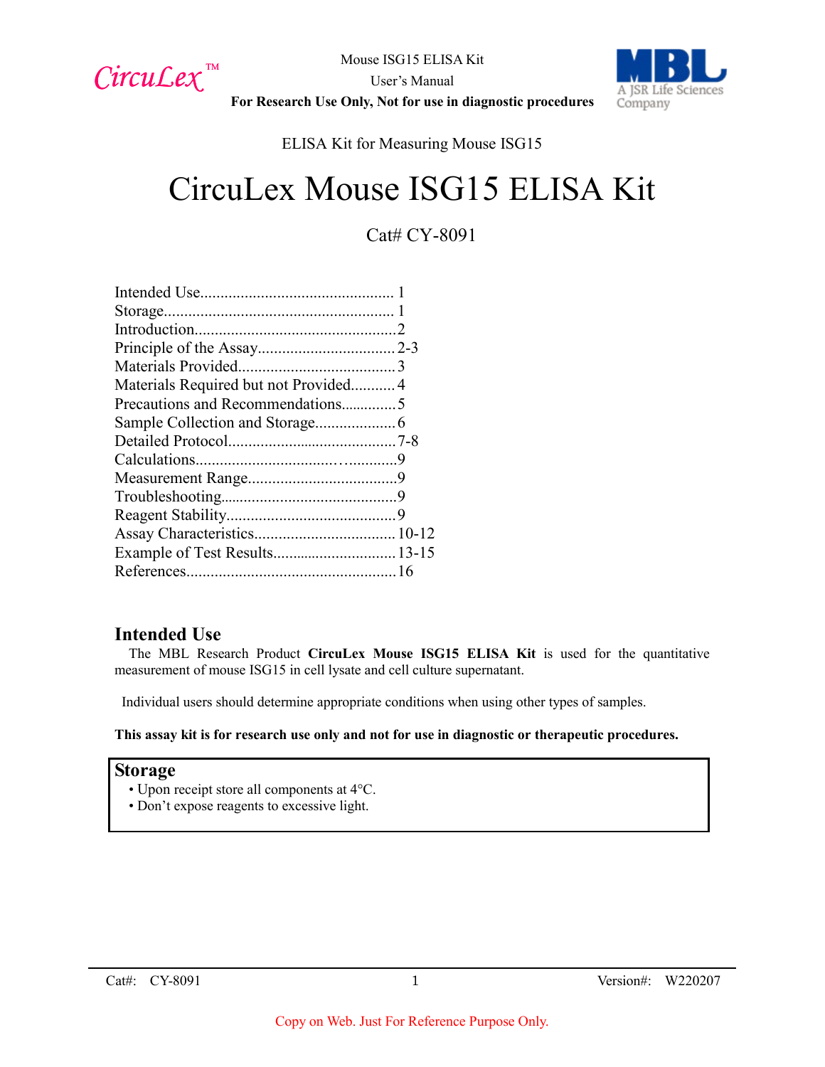CircuLex™

Mouse ISG15 ELISA Kit
User's Manual
**For Research Use Only, Not for use in diagnostic procedures**

MBL A JSR Life Sciences Company

ELISA Kit for Measuring Mouse ISG15

# CircuLex Mouse ISG15 ELISA Kit

Cat# CY-8091

Intended Use................................................ 1
Storage......................................................... 1
Introduction..................................................2
Principle of the Assay..................................2-3
Materials Provided.......................................3
Materials Required but not Provided...........4
Precautions and Recommendations..............5
Sample Collection and Storage....................6
Detailed Protocol..........................................7-8
Calculations..................................................9
Measurement Range.....................................9
Troubleshooting............................................9
Reagent Stability..........................................9
Assay Characteristics...................................10-12
Example of Test Results...............................13-15
References....................................................16

## Intended Use

The MBL Research Product **CircuLex Mouse ISG15 ELISA Kit** is used for the quantitative measurement of mouse ISG15 in cell lysate and cell culture supernatant.

Individual users should determine appropriate conditions when using other types of samples.

**This assay kit is for research use only and not for use in diagnostic or therapeutic procedures.**

## Storage

- Upon receipt store all components at 4°C.
- Don't expose reagents to excessive light.

Copy on Web. Just For Reference Purpose Only.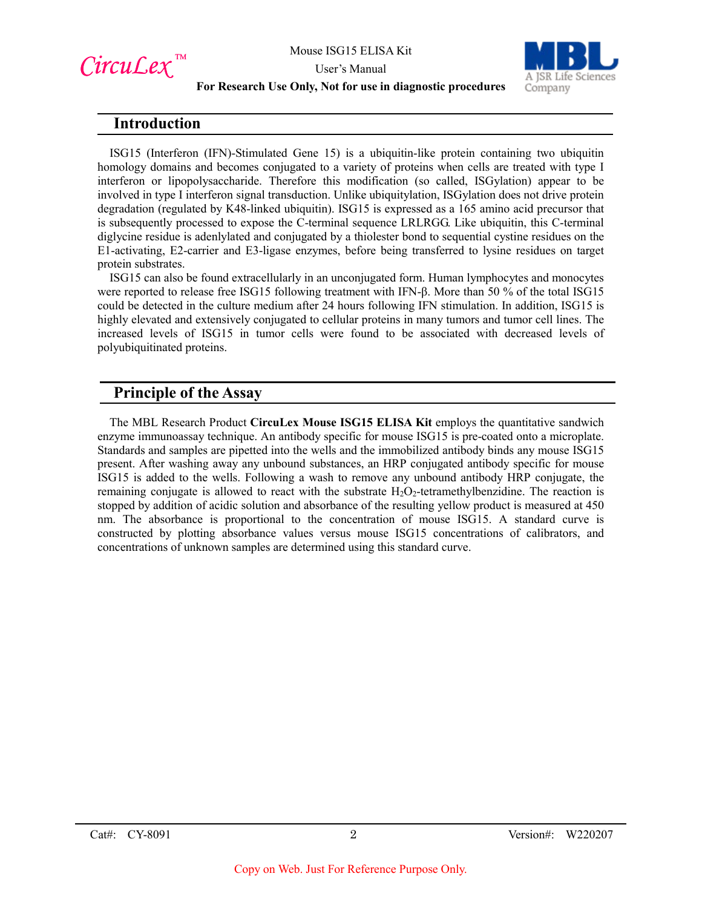## Introduction

ISG15 (Interferon (IFN)-Stimulated Gene 15) is a ubiquitin-like protein containing two ubiquitin homology domains and becomes conjugated to a variety of proteins when cells are treated with type I interferon or lipopolysaccharide. Therefore this modification (so called, ISGylation) appear to be involved in type I interferon signal transduction. Unlike ubiquitylation, ISGylation does not drive protein degradation (regulated by K48-linked ubiquitin). ISG15 is expressed as a 165 amino acid precursor that is subsequently processed to expose the C-terminal sequence LRLRGG. Like ubiquitin, this C-terminal diglycine residue is adenlylated and conjugated by a thiolester bond to sequential cystine residues on the E1-activating, E2-carrier and E3-ligase enzymes, before being transferred to lysine residues on target protein substrates.

ISG15 can also be found extracellularly in an unconjugated form. Human lymphocytes and monocytes were reported to release free ISG15 following treatment with IFN-β. More than 50 % of the total ISG15 could be detected in the culture medium after 24 hours following IFN stimulation. In addition, ISG15 is highly elevated and extensively conjugated to cellular proteins in many tumors and tumor cell lines. The increased levels of ISG15 in tumor cells were found to be associated with decreased levels of polyubiquitinated proteins.

## Principle of the Assay

The MBL Research Product **CircuLex Mouse ISG15 ELISA Kit** employs the quantitative sandwich enzyme immunoassay technique. An antibody specific for mouse ISG15 is pre-coated onto a microplate. Standards and samples are pipetted into the wells and the immobilized antibody binds any mouse ISG15 present. After washing away any unbound substances, an HRP conjugated antibody specific for mouse ISG15 is added to the wells. Following a wash to remove any unbound antibody HRP conjugate, the remaining conjugate is allowed to react with the substrate $H_2O_2$-tetramethylbenzidine. The reaction is stopped by addition of acidic solution and absorbance of the resulting yellow product is measured at 450 nm. The absorbance is proportional to the concentration of mouse ISG15. A standard curve is constructed by plotting absorbance values versus mouse ISG15 concentrations of calibrators, and concentrations of unknown samples are determined using this standard curve.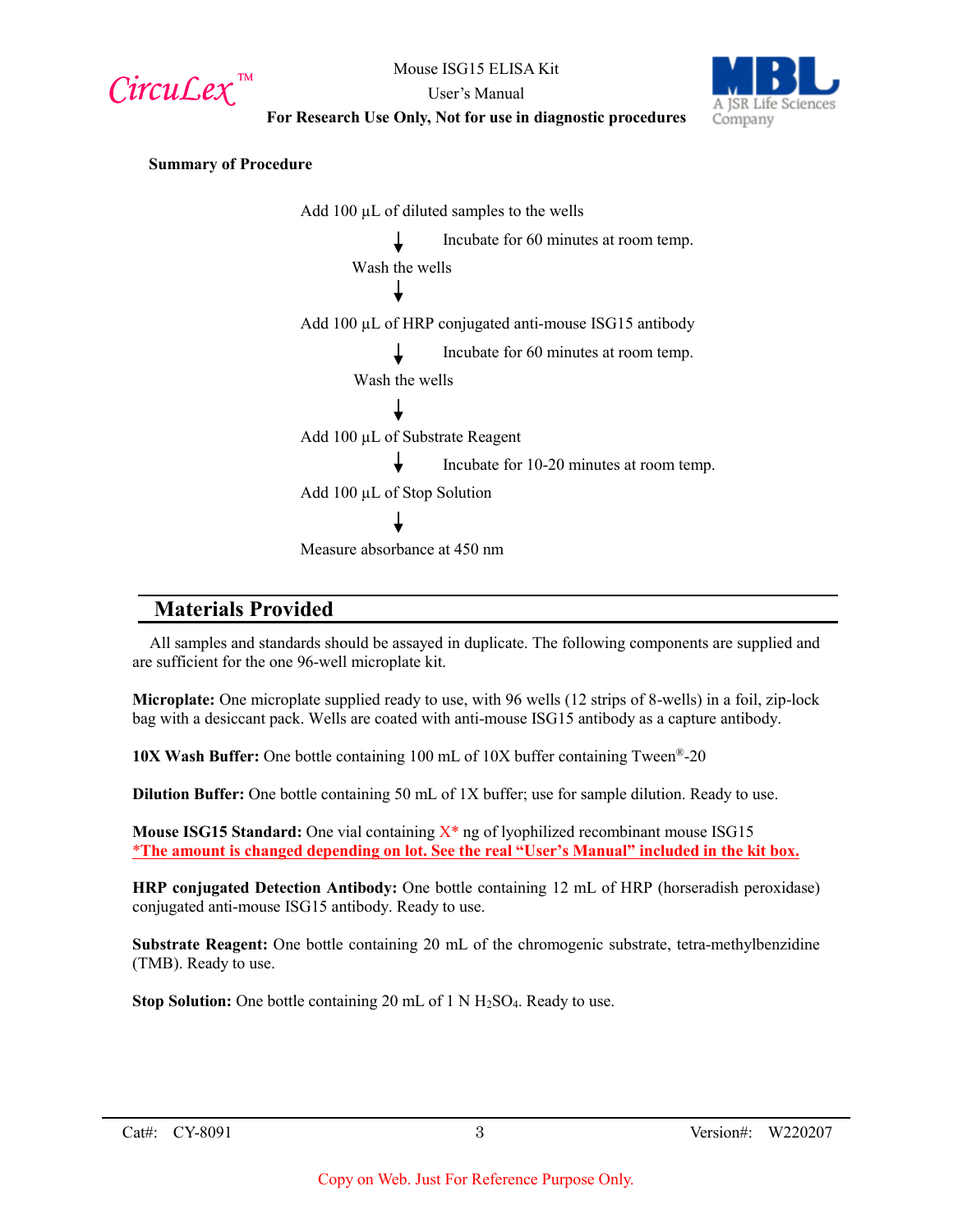**Summary of Procedure**

Add 100 µL of diluted samples to the wells

↓ Incubate for 60 minutes at room temp.

Wash the wells

↓

Add 100 µL of HRP conjugated anti-mouse ISG15 antibody

↓ Incubate for 60 minutes at room temp.

Wash the wells

↓

Add 100 µL of Substrate Reagent

↓ Incubate for 10-20 minutes at room temp.

Add 100 µL of Stop Solution

↓

Measure absorbance at 450 nm

## Materials Provided

All samples and standards should be assayed in duplicate. The following components are supplied and are sufficient for the one 96-well microplate kit.

**Microplate:** One microplate supplied ready to use, with 96 wells (12 strips of 8-wells) in a foil, zip-lock bag with a desiccant pack. Wells are coated with anti-mouse ISG15 antibody as a capture antibody.

**10X Wash Buffer:** One bottle containing 100 mL of 10X buffer containing Tween®-20

**Dilution Buffer:** One bottle containing 50 mL of 1X buffer; use for sample dilution. Ready to use.

**Mouse ISG15 Standard:** One vial containing X* ng of lyophilized recombinant mouse ISG15
**\*The amount is changed depending on lot. See the real "User's Manual" included in the kit box.**

**HRP conjugated Detection Antibody:** One bottle containing 12 mL of HRP (horseradish peroxidase) conjugated anti-mouse ISG15 antibody. Ready to use.

**Substrate Reagent:** One bottle containing 20 mL of the chromogenic substrate, tetra-methylbenzidine (TMB). Ready to use.

**Stop Solution:** One bottle containing 20 mL of 1 N $H_2SO_4$. Ready to use.

Copy on Web. Just For Reference Purpose Only.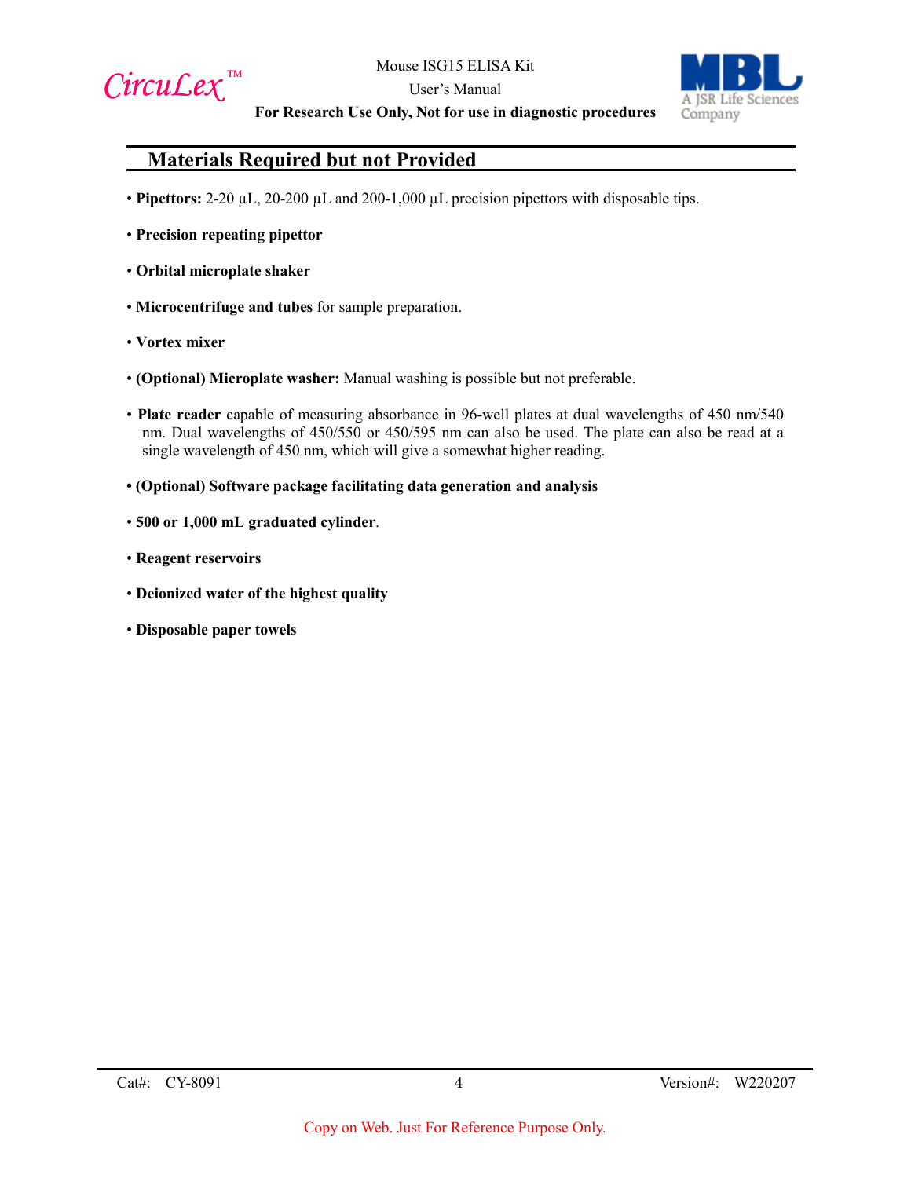## Materials Required but not Provided

- **Pipettors:** 2-20 µL, 20-200 µL and 200-1,000 µL precision pipettors with disposable tips.
- **Precision repeating pipettor**
- **Orbital microplate shaker**
- **Microcentrifuge and tubes** for sample preparation.
- **Vortex mixer**
- **(Optional) Microplate washer:** Manual washing is possible but not preferable.
- **Plate reader** capable of measuring absorbance in 96-well plates at dual wavelengths of 450 nm/540 nm. Dual wavelengths of 450/550 or 450/595 nm can also be used. The plate can also be read at a single wavelength of 450 nm, which will give a somewhat higher reading.
- **(Optional) Software package facilitating data generation and analysis**
- **500 or 1,000 mL graduated cylinder**.
- **Reagent reservoirs**
- **Deionized water of the highest quality**
- **Disposable paper towels**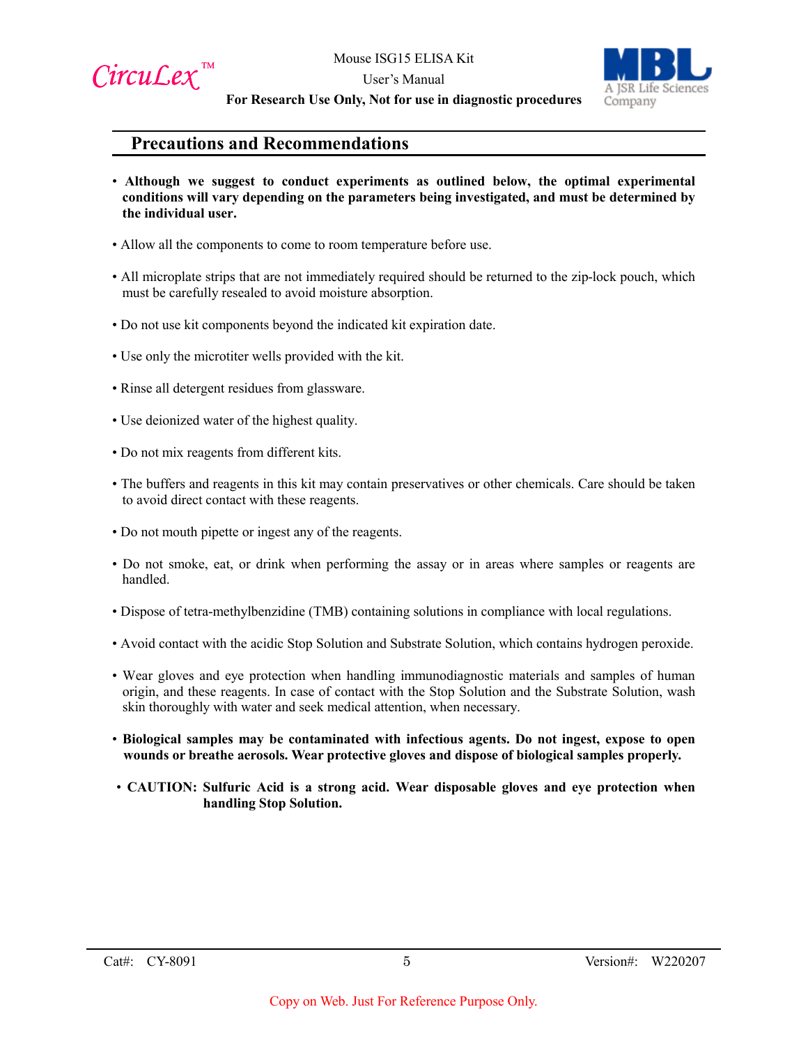## Precautions and Recommendations

- **Although we suggest to conduct experiments as outlined below, the optimal experimental conditions will vary depending on the parameters being investigated, and must be determined by the individual user.**

- Allow all the components to come to room temperature before use.

- All microplate strips that are not immediately required should be returned to the zip-lock pouch, which must be carefully resealed to avoid moisture absorption.

- Do not use kit components beyond the indicated kit expiration date.

- Use only the microtiter wells provided with the kit.

- Rinse all detergent residues from glassware.

- Use deionized water of the highest quality.

- Do not mix reagents from different kits.

- The buffers and reagents in this kit may contain preservatives or other chemicals. Care should be taken to avoid direct contact with these reagents.

- Do not mouth pipette or ingest any of the reagents.

- Do not smoke, eat, or drink when performing the assay or in areas where samples or reagents are handled.

- Dispose of tetra-methylbenzidine (TMB) containing solutions in compliance with local regulations.

- Avoid contact with the acidic Stop Solution and Substrate Solution, which contains hydrogen peroxide.

- Wear gloves and eye protection when handling immunodiagnostic materials and samples of human origin, and these reagents. In case of contact with the Stop Solution and the Substrate Solution, wash skin thoroughly with water and seek medical attention, when necessary.

- **Biological samples may be contaminated with infectious agents. Do not ingest, expose to open wounds or breathe aerosols. Wear protective gloves and dispose of biological samples properly.**

- **CAUTION: Sulfuric Acid is a strong acid. Wear disposable gloves and eye protection when handling Stop Solution.**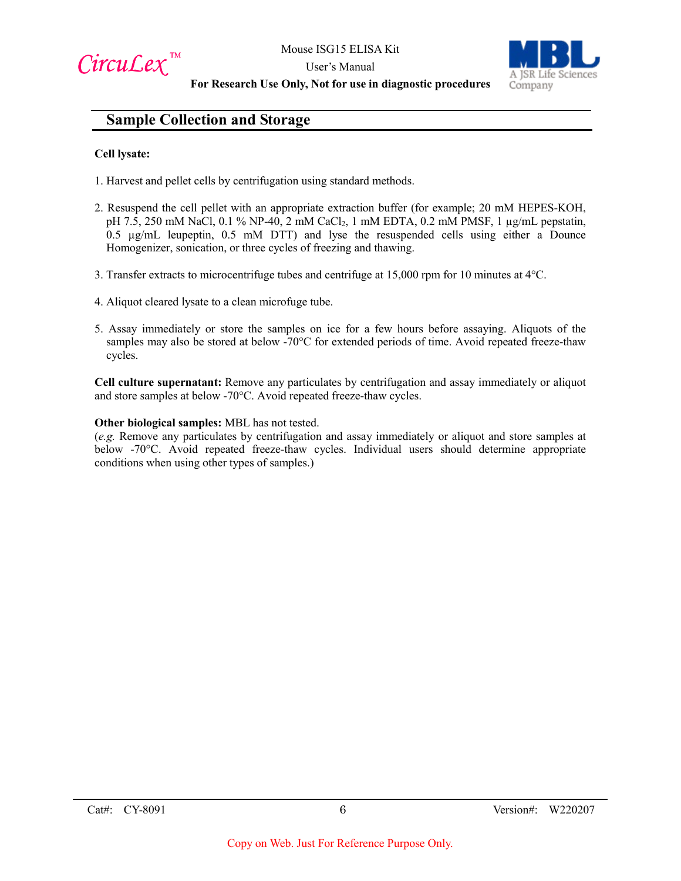## Sample Collection and Storage

**Cell lysate:**

1. Harvest and pellet cells by centrifugation using standard methods.

2. Resuspend the cell pellet with an appropriate extraction buffer (for example; 20 mM HEPES-KOH, pH 7.5, 250 mM NaCl, 0.1 % NP-40, 2 mM $CaCl_2$, 1 mM EDTA, 0.2 mM PMSF, 1 µg/mL pepstatin, 0.5 µg/mL leupeptin, 0.5 mM DTT) and lyse the resuspended cells using either a Dounce Homogenizer, sonication, or three cycles of freezing and thawing.

3. Transfer extracts to microcentrifuge tubes and centrifuge at 15,000 rpm for 10 minutes at 4°C.

4. Aliquot cleared lysate to a clean microfuge tube.

5. Assay immediately or store the samples on ice for a few hours before assaying. Aliquots of the samples may also be stored at below -70°C for extended periods of time. Avoid repeated freeze-thaw cycles.

**Cell culture supernatant:** Remove any particulates by centrifugation and assay immediately or aliquot and store samples at below -70°C. Avoid repeated freeze-thaw cycles.

**Other biological samples:** MBL has not tested.
(*e.g.* Remove any particulates by centrifugation and assay immediately or aliquot and store samples at below -70°C. Avoid repeated freeze-thaw cycles. Individual users should determine appropriate conditions when using other types of samples.)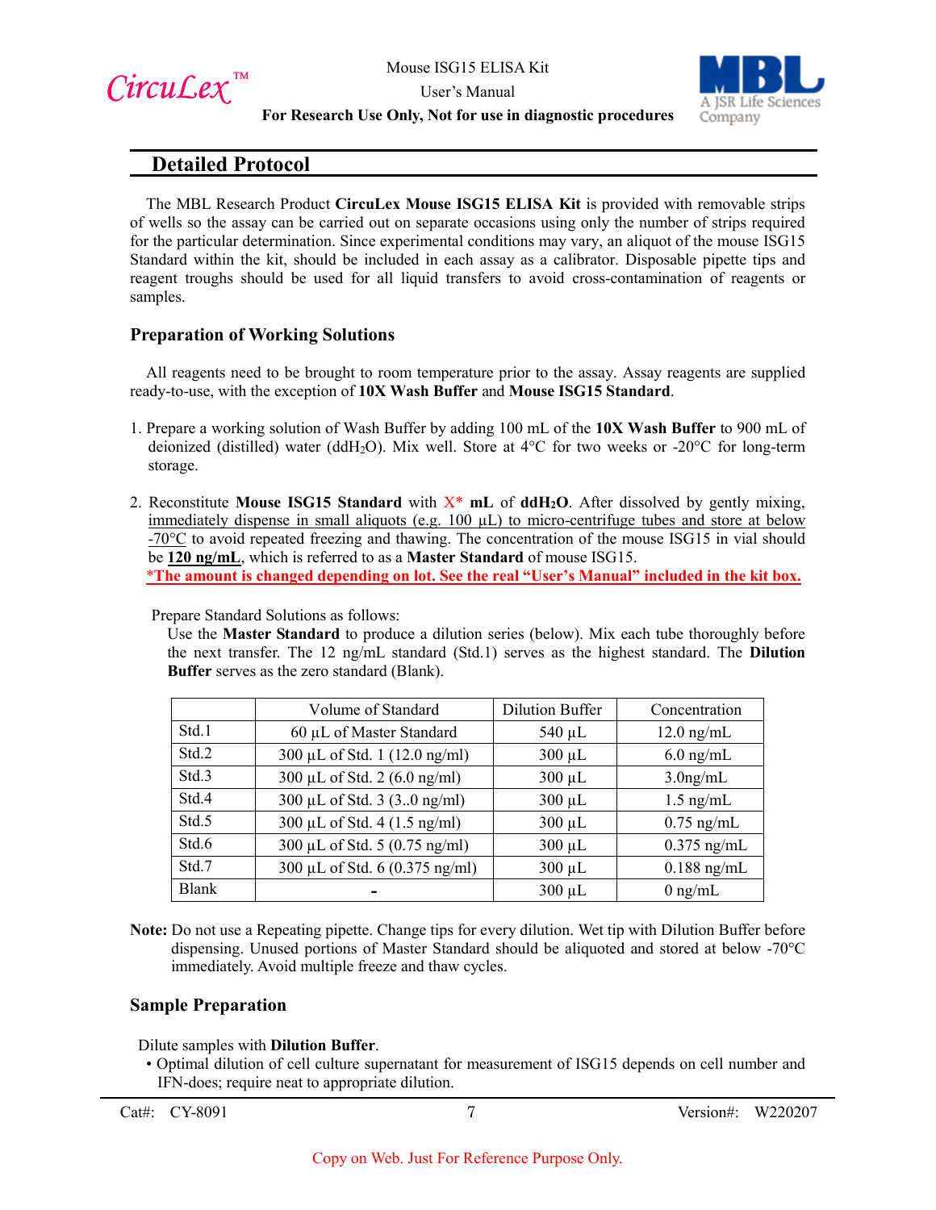## Detailed Protocol

The MBL Research Product **CircuLex Mouse ISG15 ELISA Kit** is provided with removable strips of wells so the assay can be carried out on separate occasions using only the number of strips required for the particular determination. Since experimental conditions may vary, an aliquot of the mouse ISG15 Standard within the kit, should be included in each assay as a calibrator. Disposable pipette tips and reagent troughs should be used for all liquid transfers to avoid cross-contamination of reagents or samples.

### Preparation of Working Solutions

All reagents need to be brought to room temperature prior to the assay. Assay reagents are supplied ready-to-use, with the exception of **10X Wash Buffer** and **Mouse ISG15 Standard**.

1. Prepare a working solution of Wash Buffer by adding 100 mL of the **10X Wash Buffer** to 900 mL of deionized (distilled) water ($ddH_2O$). Mix well. Store at 4°C for two weeks or -20°C for long-term storage.

2. Reconstitute **Mouse ISG15 Standard** with X* **mL** of **$ddH_2O$**. After dissolved by gently mixing, immediately dispense in small aliquots (e.g. 100 µL) to micro-centrifuge tubes and store at below -70°C to avoid repeated freezing and thawing. The concentration of the mouse ISG15 in vial should be **120 ng/mL**, which is referred to as a **Master Standard** of mouse ISG15.
   ***The amount is changed depending on lot. See the real "User's Manual" included in the kit box.**

   Prepare Standard Solutions as follows:
   Use the **Master Standard** to produce a dilution series (below). Mix each tube thoroughly before the next transfer. The 12 ng/mL standard (Std.1) serves as the highest standard. The **Dilution Buffer** serves as the zero standard (Blank).

| | Volume of Standard | Dilution Buffer | Concentration |
|---|---|---|---|
| Std.1 | 60 µL of Master Standard | 540 µL | 12.0 ng/mL |
| Std.2 | 300 µL of Std. 1 (12.0 ng/ml) | 300 µL | 6.0 ng/mL |
| Std.3 | 300 µL of Std. 2 (6.0 ng/ml) | 300 µL | 3.0ng/mL |
| Std.4 | 300 µL of Std. 3 (3..0 ng/ml) | 300 µL | 1.5 ng/mL |
| Std.5 | 300 µL of Std. 4 (1.5 ng/ml) | 300 µL | 0.75 ng/mL |
| Std.6 | 300 µL of Std. 5 (0.75 ng/ml) | 300 µL | 0.375 ng/mL |
| Std.7 | 300 µL of Std. 6 (0.375 ng/ml) | 300 µL | 0.188 ng/mL |
| Blank | - | 300 µL | 0 ng/mL |

**Note:** Do not use a Repeating pipette. Change tips for every dilution. Wet tip with Dilution Buffer before dispensing. Unused portions of Master Standard should be aliquoted and stored at below -70°C immediately. Avoid multiple freeze and thaw cycles.

### Sample Preparation

Dilute samples with **Dilution Buffer**.

- Optimal dilution of cell culture supernatant for measurement of ISG15 depends on cell number and IFN-does; require neat to appropriate dilution.

Copy on Web. Just For Reference Purpose Only.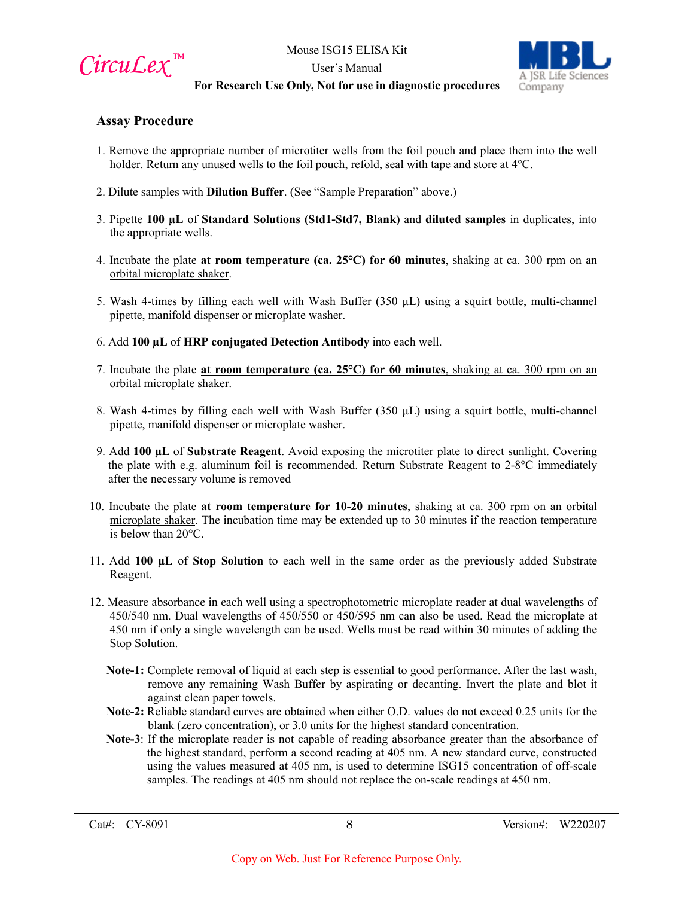## Assay Procedure

1. Remove the appropriate number of microtiter wells from the foil pouch and place them into the well holder. Return any unused wells to the foil pouch, refold, seal with tape and store at 4°C.
2. Dilute samples with **Dilution Buffer**. (See "Sample Preparation" above.)
3. Pipette **100 µL** of **Standard Solutions (Std1-Std7, Blank)** and **diluted samples** in duplicates, into the appropriate wells.
4. Incubate the plate **at room temperature (ca. 25°C) for 60 minutes**, shaking at ca. 300 rpm on an orbital microplate shaker.
5. Wash 4-times by filling each well with Wash Buffer (350 µL) using a squirt bottle, multi-channel pipette, manifold dispenser or microplate washer.
6. Add **100 µL** of **HRP conjugated Detection Antibody** into each well.
7. Incubate the plate **at room temperature (ca. 25°C) for 60 minutes**, shaking at ca. 300 rpm on an orbital microplate shaker.
8. Wash 4-times by filling each well with Wash Buffer (350 µL) using a squirt bottle, multi-channel pipette, manifold dispenser or microplate washer.
9. Add **100 µL** of **Substrate Reagent**. Avoid exposing the microtiter plate to direct sunlight. Covering the plate with e.g. aluminum foil is recommended. Return Substrate Reagent to 2-8°C immediately after the necessary volume is removed
10. Incubate the plate **at room temperature for 10-20 minutes**, shaking at ca. 300 rpm on an orbital microplate shaker. The incubation time may be extended up to 30 minutes if the reaction temperature is below than 20°C.
11. Add **100 µL** of **Stop Solution** to each well in the same order as the previously added Substrate Reagent.
12. Measure absorbance in each well using a spectrophotometric microplate reader at dual wavelengths of 450/540 nm. Dual wavelengths of 450/550 or 450/595 nm can also be used. Read the microplate at 450 nm if only a single wavelength can be used. Wells must be read within 30 minutes of adding the Stop Solution.

**Note-1:** Complete removal of liquid at each step is essential to good performance. After the last wash, remove any remaining Wash Buffer by aspirating or decanting. Invert the plate and blot it against clean paper towels.

**Note-2:** Reliable standard curves are obtained when either O.D. values do not exceed 0.25 units for the blank (zero concentration), or 3.0 units for the highest standard concentration.

**Note-3**: If the microplate reader is not capable of reading absorbance greater than the absorbance of the highest standard, perform a second reading at 405 nm. A new standard curve, constructed using the values measured at 405 nm, is used to determine ISG15 concentration of off-scale samples. The readings at 405 nm should not replace the on-scale readings at 450 nm.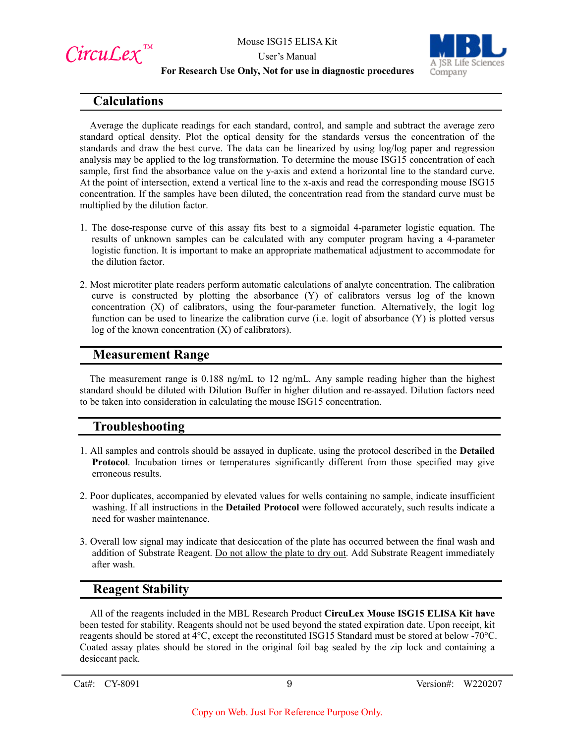## Calculations

Average the duplicate readings for each standard, control, and sample and subtract the average zero standard optical density. Plot the optical density for the standards versus the concentration of the standards and draw the best curve. The data can be linearized by using log/log paper and regression analysis may be applied to the log transformation. To determine the mouse ISG15 concentration of each sample, first find the absorbance value on the y-axis and extend a horizontal line to the standard curve. At the point of intersection, extend a vertical line to the x-axis and read the corresponding mouse ISG15 concentration. If the samples have been diluted, the concentration read from the standard curve must be multiplied by the dilution factor.

1. The dose-response curve of this assay fits best to a sigmoidal 4-parameter logistic equation. The results of unknown samples can be calculated with any computer program having a 4-parameter logistic function. It is important to make an appropriate mathematical adjustment to accommodate for the dilution factor.

2. Most microtiter plate readers perform automatic calculations of analyte concentration. The calibration curve is constructed by plotting the absorbance (Y) of calibrators versus log of the known concentration (X) of calibrators, using the four-parameter function. Alternatively, the logit log function can be used to linearize the calibration curve (i.e. logit of absorbance (Y) is plotted versus log of the known concentration (X) of calibrators).

## Measurement Range

The measurement range is 0.188 ng/mL to 12 ng/mL. Any sample reading higher than the highest standard should be diluted with Dilution Buffer in higher dilution and re-assayed. Dilution factors need to be taken into consideration in calculating the mouse ISG15 concentration.

## Troubleshooting

1. All samples and controls should be assayed in duplicate, using the protocol described in the **Detailed Protocol**. Incubation times or temperatures significantly different from those specified may give erroneous results.

2. Poor duplicates, accompanied by elevated values for wells containing no sample, indicate insufficient washing. If all instructions in the **Detailed Protocol** were followed accurately, such results indicate a need for washer maintenance.

3. Overall low signal may indicate that desiccation of the plate has occurred between the final wash and addition of Substrate Reagent. <u>Do not allow the plate to dry out</u>. Add Substrate Reagent immediately after wash.

## Reagent Stability

All of the reagents included in the MBL Research Product **CircuLex Mouse ISG15 ELISA Kit have** been tested for stability. Reagents should not be used beyond the stated expiration date. Upon receipt, kit reagents should be stored at 4°C, except the reconstituted ISG15 Standard must be stored at below -70°C. Coated assay plates should be stored in the original foil bag sealed by the zip lock and containing a desiccant pack.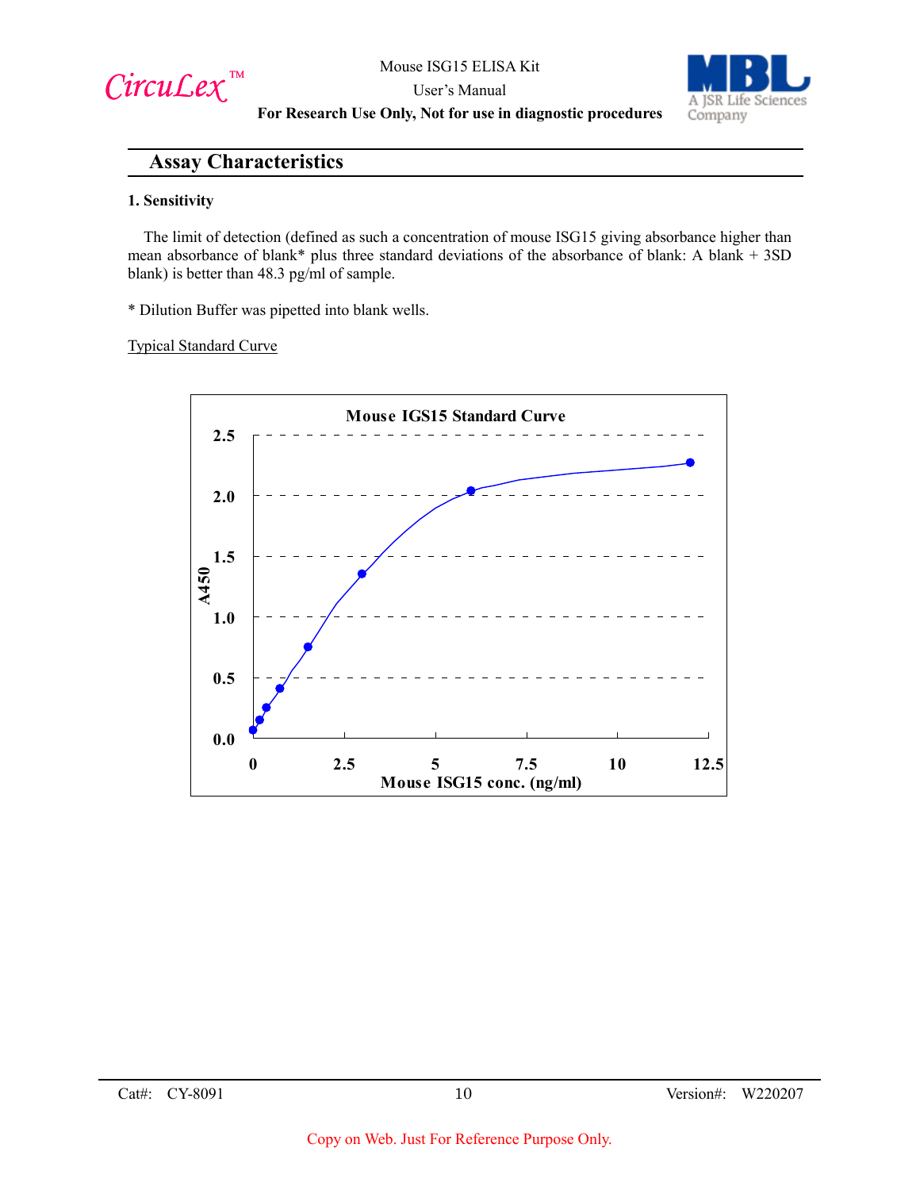## Assay Characteristics

**1. Sensitivity**

The limit of detection (defined as such a concentration of mouse ISG15 giving absorbance higher than mean absorbance of blank* plus three standard deviations of the absorbance of blank: A blank + 3SD blank) is better than 48.3 pg/ml of sample.

* Dilution Buffer was pipetted into blank wells.

Typical Standard Curve

Mouse IGS15 Standard Curve

A450

2.5
2.0
1.5
1.0
0.5
0.0

0
2.5
5
7.5
10
12.5

Mouse ISG15 conc. (ng/ml)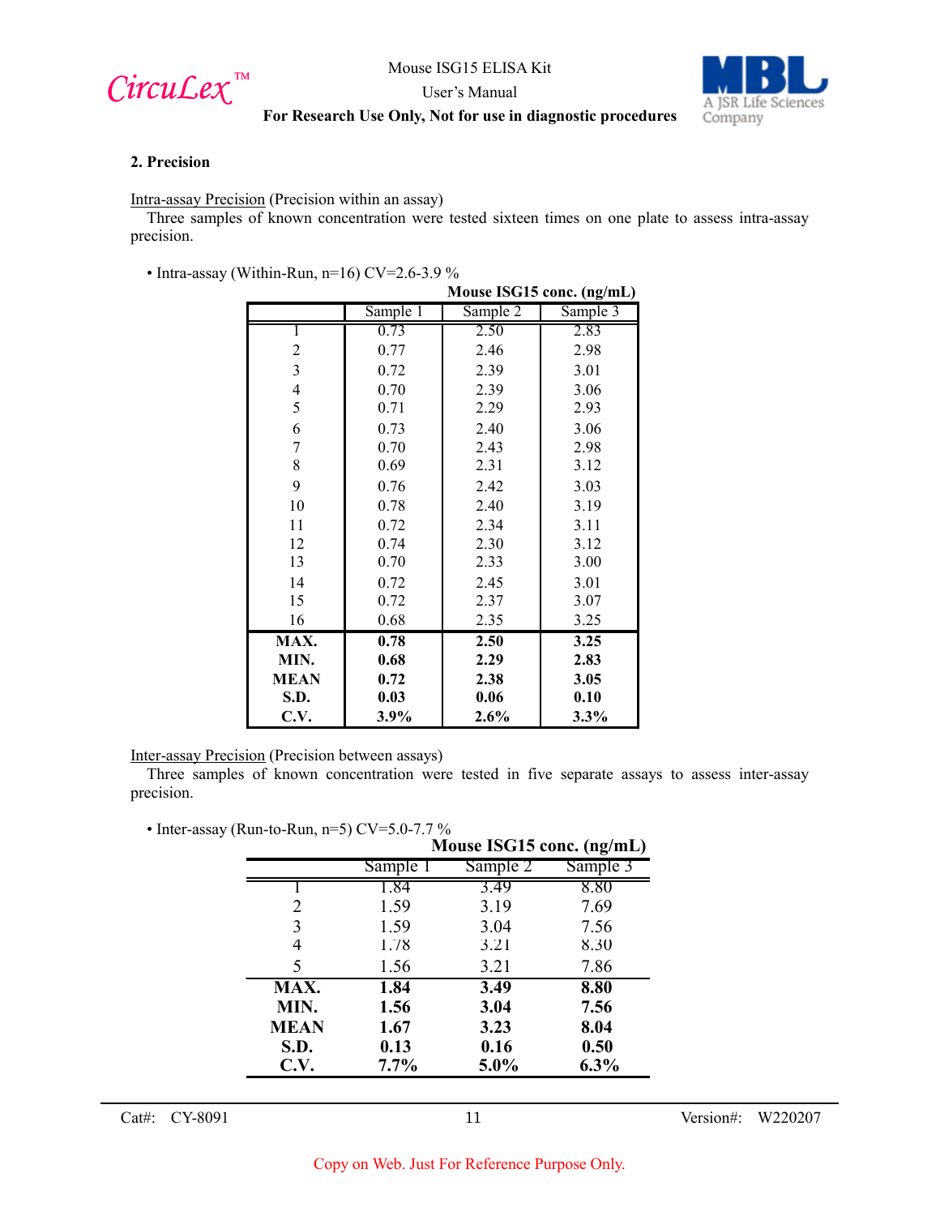## 2. Precision

Intra-assay Precision (Precision within an assay)

Three samples of known concentration were tested sixteen times on one plate to assess intra-assay precision.

- Intra-assay (Within-Run, n=16) CV=2.6-3.9 %

**Mouse ISG15 conc. (ng/mL)**

| | Sample 1 | Sample 2 | Sample 3 |
|---|---|---|---|
| 1 | 0.73 | 2.50 | 2.83 |
| 2 | 0.77 | 2.46 | 2.98 |
| 3 | 0.72 | 2.39 | 3.01 |
| 4 | 0.70 | 2.39 | 3.06 |
| 5 | 0.71 | 2.29 | 2.93 |
| 6 | 0.73 | 2.40 | 3.06 |
| 7 | 0.70 | 2.43 | 2.98 |
| 8 | 0.69 | 2.31 | 3.12 |
| 9 | 0.76 | 2.42 | 3.03 |
| 10 | 0.78 | 2.40 | 3.19 |
| 11 | 0.72 | 2.34 | 3.11 |
| 12 | 0.74 | 2.30 | 3.12 |
| 13 | 0.70 | 2.33 | 3.00 |
| 14 | 0.72 | 2.45 | 3.01 |
| 15 | 0.72 | 2.37 | 3.07 |
| 16 | 0.68 | 2.35 | 3.25 |
| **MAX.** | **0.78** | **2.50** | **3.25** |
| **MIN.** | **0.68** | **2.29** | **2.83** |
| **MEAN** | **0.72** | **2.38** | **3.05** |
| **S.D.** | **0.03** | **0.06** | **0.10** |
| **C.V.** | **3.9%** | **2.6%** | **3.3%** |

Inter-assay Precision (Precision between assays)

Three samples of known concentration were tested in five separate assays to assess inter-assay precision.

- Inter-assay (Run-to-Run, n=5) CV=5.0-7.7 %

**Mouse ISG15 conc. (ng/mL)**

| | Sample 1 | Sample 2 | Sample 3 |
|---|---|---|---|
| 1 | 1.84 | 3.49 | 8.80 |
| 2 | 1.59 | 3.19 | 7.69 |
| 3 | 1.59 | 3.04 | 7.56 |
| 4 | 1.78 | 3.21 | 8.30 |
| 5 | 1.56 | 3.21 | 7.86 |
| **MAX.** | **1.84** | **3.49** | **8.80** |
| **MIN.** | **1.56** | **3.04** | **7.56** |
| **MEAN** | **1.67** | **3.23** | **8.04** |
| **S.D.** | **0.13** | **0.16** | **0.50** |
| **C.V.** | **7.7%** | **5.0%** | **6.3%** |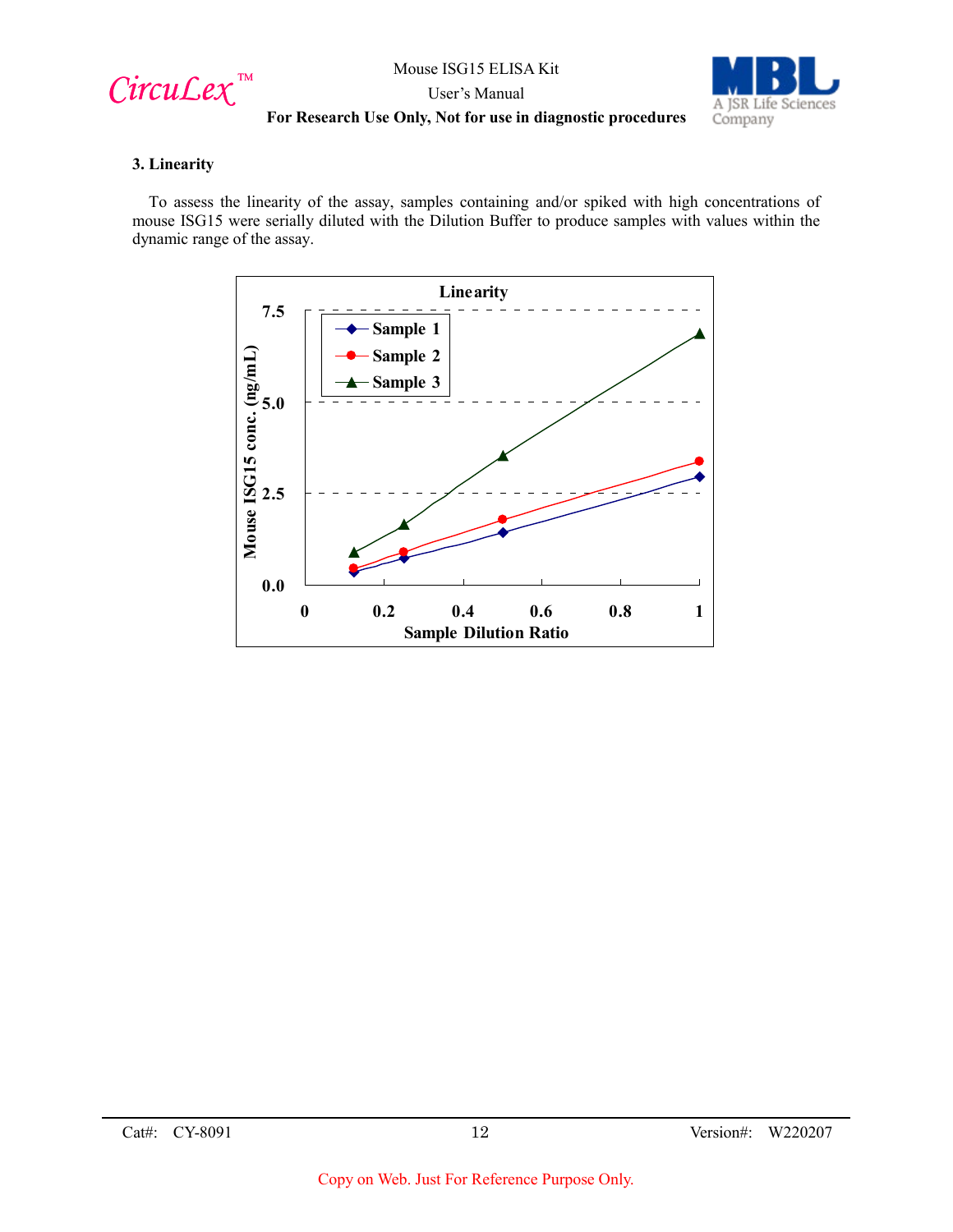### 3. Linearity

To assess the linearity of the assay, samples containing and/or spiked with high concentrations of mouse ISG15 were serially diluted with the Dilution Buffer to produce samples with values within the dynamic range of the assay.

Linearity

7.5
5.0
2.5
0.0

Mouse ISG15 conc. (ng/mL)

Sample 1
Sample 2
Sample 3

0
0.2
0.4
0.6
0.8
1

Sample Dilution Ratio

Copy on Web. Just For Reference Purpose Only.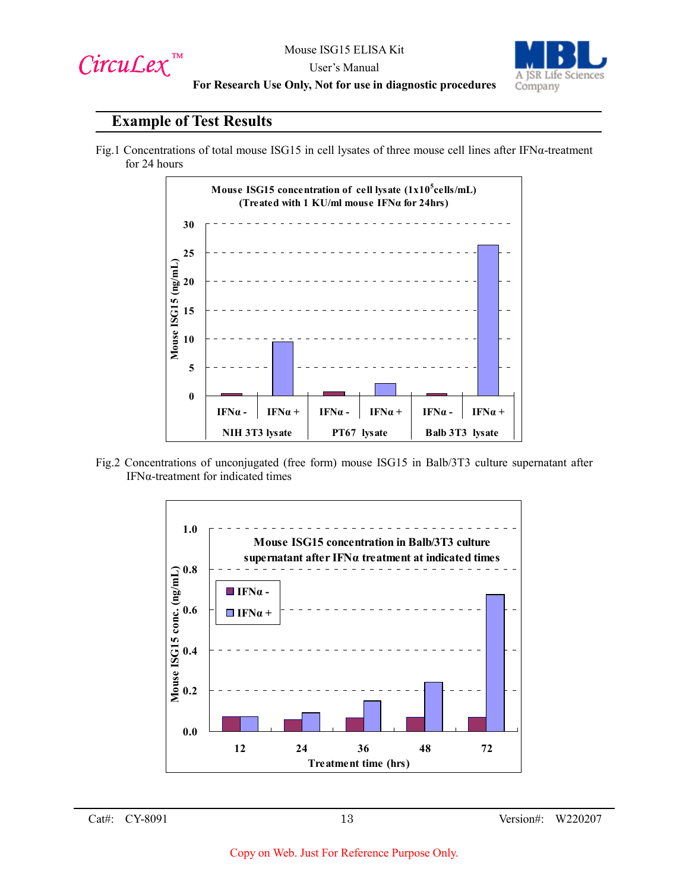## Example of Test Results

Fig.1 Concentrations of total mouse ISG15 in cell lysates of three mouse cell lines after IFNα-treatment for 24 hours

Mouse ISG15 concentration of cell lysate (1x10$^5$cells/mL)
(Treated with 1 KU/ml mouse IFNα for 24hrs)

Mouse ISG15 (ng/mL)

30
25
20
15
10
5
0

IFNα - IFNα + IFNα - IFNα + IFNα - IFNα +

NIH 3T3 lysate PT67 lysate Balb 3T3 lysate

Fig.2 Concentrations of unconjugated (free form) mouse ISG15 in Balb/3T3 culture supernatant after IFNα-treatment for indicated times

Mouse ISG15 concentration in Balb/3T3 culture supernatant after IFNα treatment at indicated times

IFNα -
IFNα +

Mouse ISG15 conc. (ng/mL)

1.0
0.8
0.6
0.4
0.2
0.0

12 24 36 48 72

Treatment time (hrs)

Cat#: CY-8091 Version#: W220207

Copy on Web. Just For Reference Purpose Only.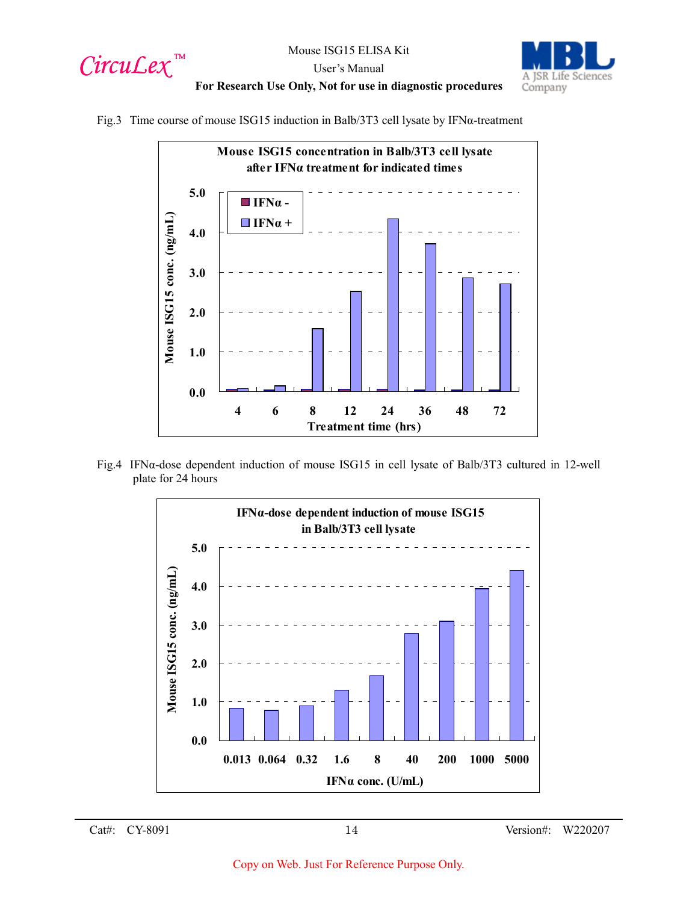Fig.3 Time course of mouse ISG15 induction in Balb/3T3 cell lysate by IFNα-treatment

Mouse ISG15 concentration in Balb/3T3 cell lysate after IFNα treatment for indicated times

IFNα -
IFNα +

Mouse ISG15 conc. (ng/mL)

5.0
4.0
3.0
2.0
1.0
0.0

4 6 8 12 24 36 48 72

Treatment time (hrs)

Fig.4 IFNα-dose dependent induction of mouse ISG15 in cell lysate of Balb/3T3 cultured in 12-well plate for 24 hours

IFNα-dose dependent induction of mouse ISG15 in Balb/3T3 cell lysate

Mouse ISG15 conc. (ng/mL)

5.0
4.0
3.0
2.0
1.0
0.0

0.013 0.064 0.32 1.6 8 40 200 1000 5000

IFNα conc. (U/mL)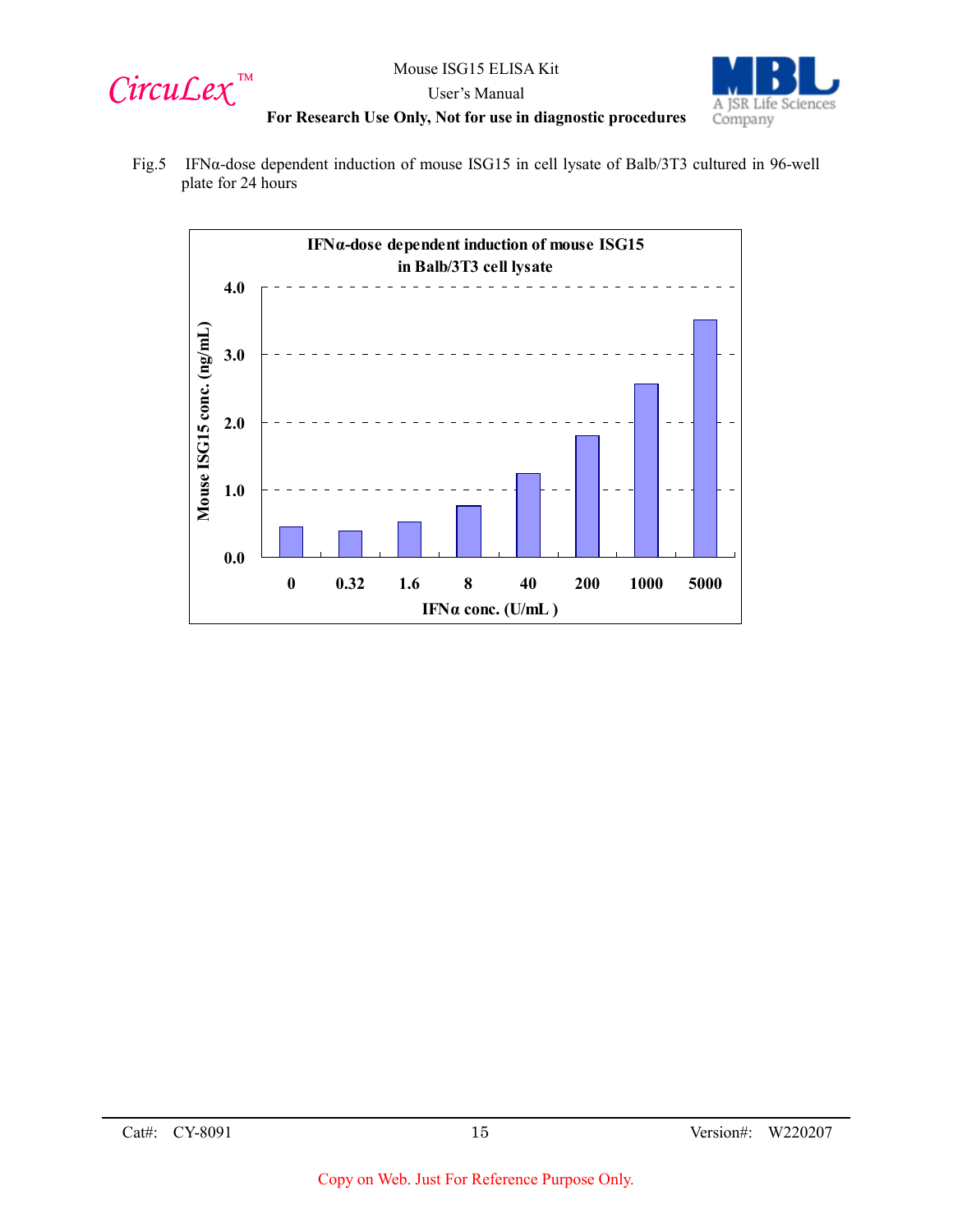Fig.5 IFNα-dose dependent induction of mouse ISG15 in cell lysate of Balb/3T3 cultured in 96-well plate for 24 hours

IFNα-dose dependent induction of mouse ISG15
in Balb/3T3 cell lysate

Mouse ISG15 conc. (ng/mL)

4.0
3.0
2.0
1.0
0.0

0
0.32
1.6
8
40
200
1000
5000

IFNα conc. (U/mL )

Copy on Web. Just For Reference Purpose Only.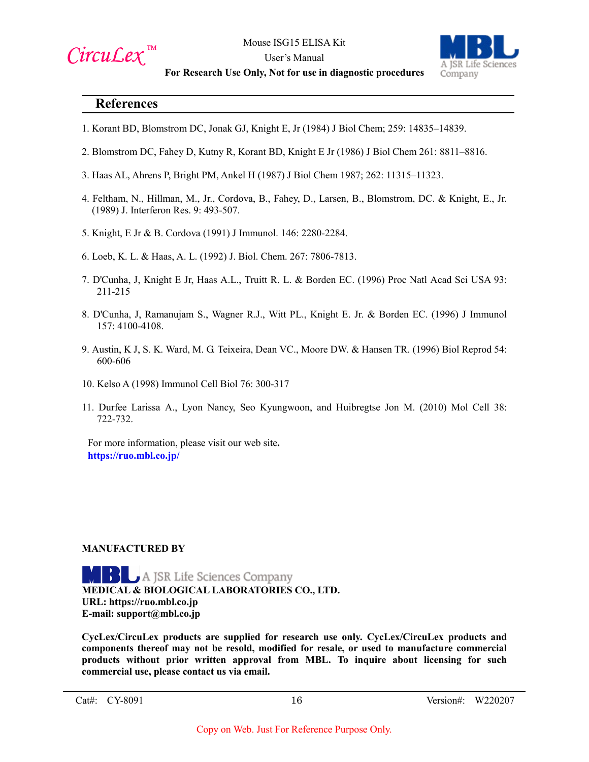## References

1. Korant BD, Blomstrom DC, Jonak GJ, Knight E, Jr (1984) J Biol Chem; 259: 14835–14839.

2. Blomstrom DC, Fahey D, Kutny R, Korant BD, Knight E Jr (1986) J Biol Chem 261: 8811–8816.

3. Haas AL, Ahrens P, Bright PM, Ankel H (1987) J Biol Chem 1987; 262: 11315–11323.

4. Feltham, N., Hillman, M., Jr., Cordova, B., Fahey, D., Larsen, B., Blomstrom, DC. & Knight, E., Jr. (1989) J. Interferon Res. 9: 493-507.

5. Knight, E Jr & B. Cordova (1991) J Immunol. 146: 2280-2284.

6. Loeb, K. L. & Haas, A. L. (1992) J. Biol. Chem. 267: 7806-7813.

7. D'Cunha, J, Knight E Jr, Haas A.L., Truitt R. L. & Borden EC. (1996) Proc Natl Acad Sci USA 93: 211-215

8. D'Cunha, J, Ramanujam S., Wagner R.J., Witt PL., Knight E. Jr. & Borden EC. (1996) J Immunol 157: 4100-4108.

9. Austin, K J, S. K. Ward, M. G. Teixeira, Dean VC., Moore DW. & Hansen TR. (1996) Biol Reprod 54: 600-606

10. Kelso A (1998) Immunol Cell Biol 76: 300-317

11. Durfee Larissa A., Lyon Nancy, Seo Kyungwoon, and Huibregtse Jon M. (2010) Mol Cell 38: 722-732.

For more information, please visit our web site.
**https://ruo.mbl.co.jp/**

**MANUFACTURED BY**

MBL A JSR Life Sciences Company
**MEDICAL & BIOLOGICAL LABORATORIES CO., LTD.**
**URL: https://ruo.mbl.co.jp**
**E-mail: support@mbl.co.jp**

**CycLex/CircuLex products are supplied for research use only. CycLex/CircuLex products and components thereof may not be resold, modified for resale, or used to manufacture commercial products without prior written approval from MBL. To inquire about licensing for such commercial use, please contact us via email.**